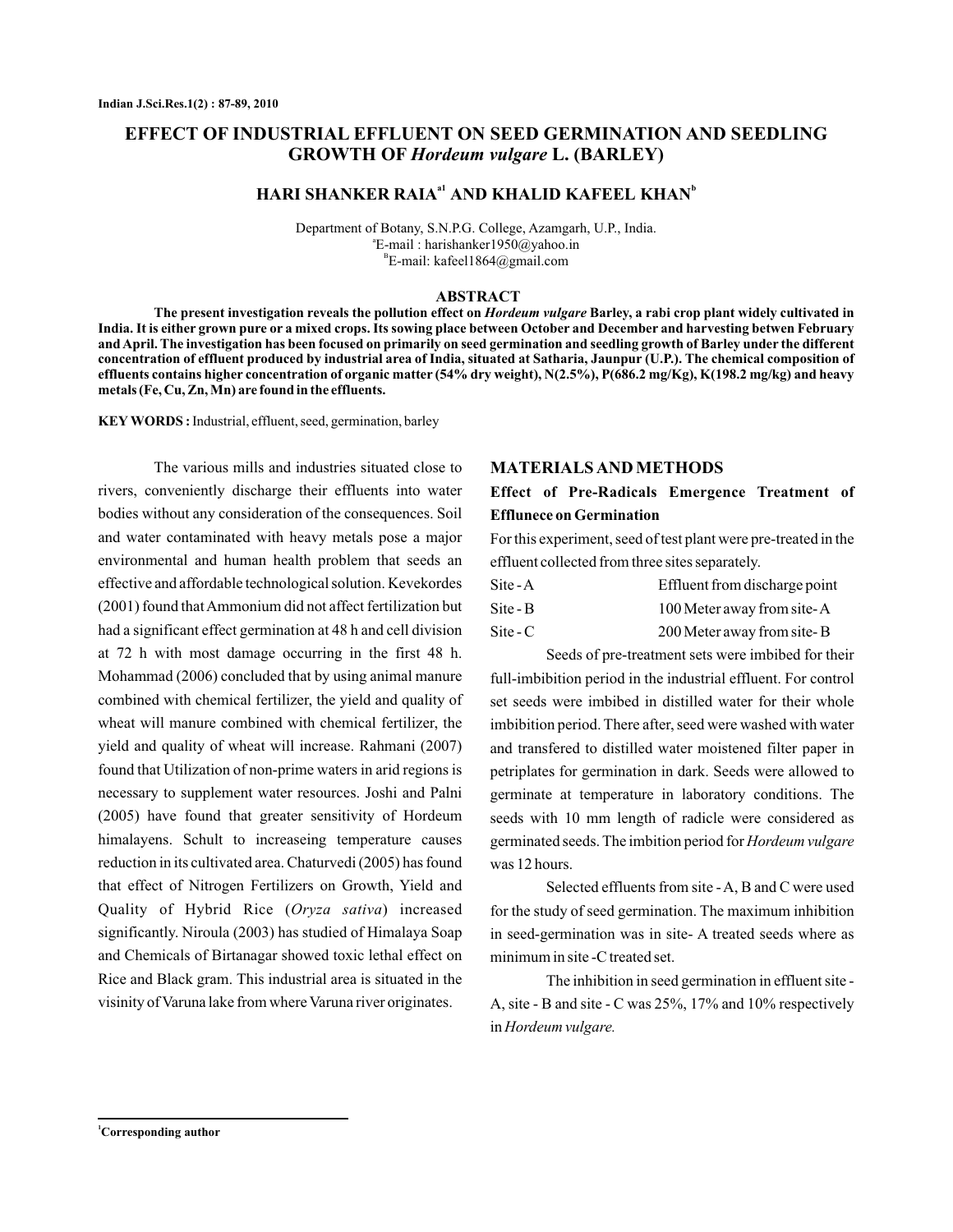# EFFECT OF INDUSTRIAL EFFLUENT ON SEED GERMINATION AND SEEDLING GROWTH OF *Hordeum vulgare* L. (BARLEY)

**HARI SHANKER RAIA[a1] AND KHALID KAFEEL KHAN[b]**

Department of Botany, S.N.P.G. College, Azamgarh, U.P., India.
[a]E-mail : harishanker1950@yahoo.in
[B]E-mail: kafeel1864@gmail.com

## ABSTRACT

**The present investigation reveals the pollution effect on *Hordeum vulgare* Barley, a rabi crop plant widely cultivated in India. It is either grown pure or a mixed crops. Its sowing place between October and December and harvesting betwen February and April. The investigation has been focused on primarily on seed germination and seedling growth of Barley under the different concentration of effluent produced by industrial area of India, situated at Satharia, Jaunpur (U.P.). The chemical composition of effluents contains higher concentration of organic matter (54% dry weight), N(2.5%), P(686.2 mg/Kg), K(198.2 mg/kg) and heavy metals (Fe, Cu, Zn, Mn) are found in the effluents.**

**KEY WORDS :** Industrial, effluent, seed, germination, barley

The various mills and industries situated close to rivers, conveniently discharge their effluents into water bodies without any consideration of the consequences. Soil and water contaminated with heavy metals pose a major environmental and human health problem that seeds an effective and affordable technological solution. Kevekordes (2001) found that Ammonium did not affect fertilization but had a significant effect germination at 48 h and cell division at 72 h with most damage occurring in the first 48 h. Mohammad (2006) concluded that by using animal manure combined with chemical fertilizer, the yield and quality of wheat will manure combined with chemical fertilizer, the yield and quality of wheat will increase. Rahmani (2007) found that Utilization of non-prime waters in arid regions is necessary to supplement water resources. Joshi and Palni (2005) have found that greater sensitivity of Hordeum himalayens. Schult to increaseing temperature causes reduction in its cultivated area. Chaturvedi (2005) has found that effect of Nitrogen Fertilizers on Growth, Yield and Quality of Hybrid Rice (*Oryza sativa*) increased significantly. Niroula (2003) has studied of Himalaya Soap and Chemicals of Birtanagar showed toxic lethal effect on Rice and Black gram. This industrial area is situated in the visinity of Varuna lake from where Varuna river originates.

## MATERIALS AND METHODS

### Effect of Pre-Radicals Emergence Treatment of Effluneces on Germination

For this experiment, seed of test plant were pre-treated in the effluent collected from three sites separately.

| | |
|---|---|
| Site - A | Effluent from discharge point |
| Site - B | 100 Meter away from site- A |
| Site - C | 200 Meter away from site- B |

Seeds of pre-treatment sets were imbibed for their full-imbibition period in the industrial effluent. For control set seeds were imbibed in distilled water for their whole imbibition period. There after, seed were washed with water and transfered to distilled water moistened filter paper in petriplates for germination in dark. Seeds were allowed to germinate at temperature in laboratory conditions. The seeds with 10 mm length of radicle were considered as germinated seeds. The imbition period for *Hordeum vulgare* was 12 hours.

Selected effluents from site - A, B and C were used for the study of seed germination. The maximum inhibition in seed-germination was in site- A treated seeds where as minimum in site -C treated set.

The inhibition in seed germination in effluent site - A, site - B and site - C was 25%, 17% and 10% respectively in *Hordeum vulgare.*

[1]Corresponding author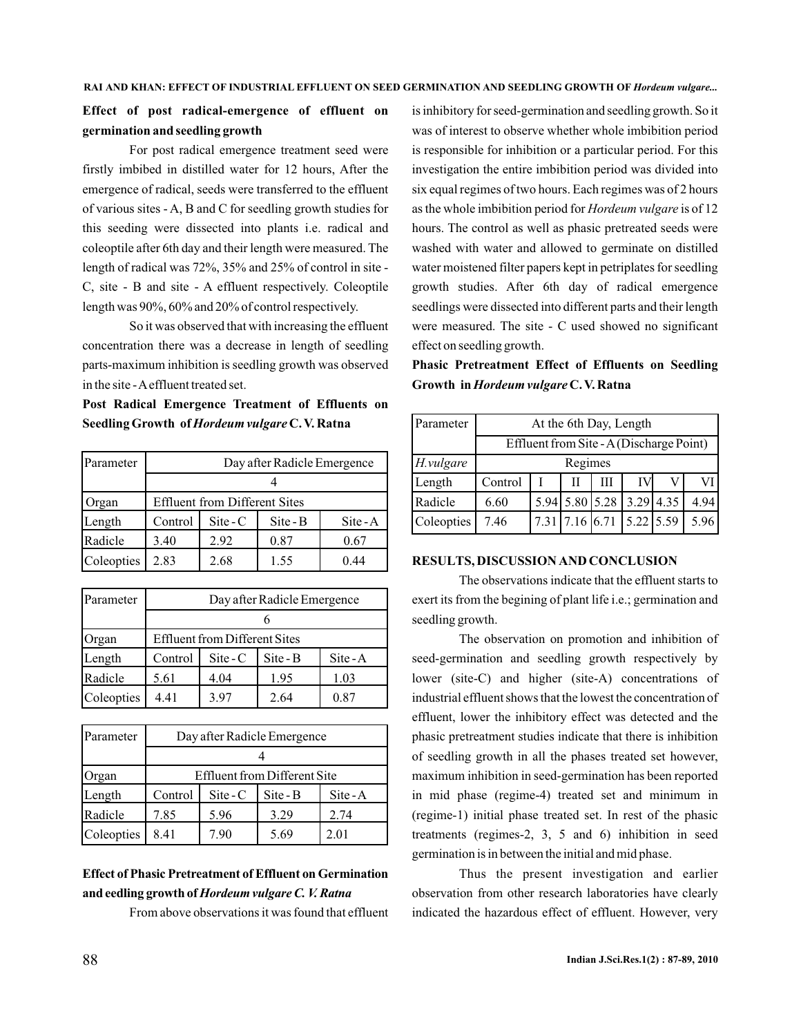**Effect of post radical-emergence of effluent on germination and seedling growth**

For post radical emergence treatment seed were firstly imbibed in distilled water for 12 hours, After the emergence of radical, seeds were transferred to the effluent of various sites - A, B and C for seedling growth studies for this seeding were dissected into plants i.e. radical and coleoptile after 6th day and their length were measured. The length of radical was 72%, 35% and 25% of control in site - C, site - B and site - A effluent respectively. Coleoptile length was 90%, 60% and 20% of control respectively.

So it was observed that with increasing the effluent concentration there was a decrease in length of seedling parts-maximum inhibition is seedling growth was observed in the site - A effluent treated set.

**Post Radical Emergence Treatment of Effluents on Seedling Growth of *Hordeum vulgare* C. V. Ratna**

| Parameter | Day after Radicle Emergence | | | |
|---|---|---|---|---|
| | 4 | | | |
| Organ | Effluent from Different Sites | | | |
| Length | Control | Site - C | Site - B | Site - A |
| Radicle | 3.40 | 2.92 | 0.87 | 0.67 |
| Coleopties | 2.83 | 2.68 | 1.55 | 0.44 |

| Parameter | Day after Radicle Emergence | | | |
|---|---|---|---|---|
| | 6 | | | |
| Organ | Effluent from Different Sites | | | |
| Length | Control | Site - C | Site - B | Site - A |
| Radicle | 5.61 | 4.04 | 1.95 | 1.03 |
| Coleopties | 4.41 | 3.97 | 2.64 | 0.87 |

| Parameter | Day after Radicle Emergence | | | |
|---|---|---|---|---|
| | 4 | | | |
| Organ | Effluent from Different Site | | | |
| Length | Control | Site - C | Site - B | Site - A |
| Radicle | 7.85 | 5.96 | 3.29 | 2.74 |
| Coleopties | 8.41 | 7.90 | 5.69 | 2.01 |

**Effect of Phasic Pretreatment of Effluent on Germination and eedling growth of *Hordeum vulgare C. V. Ratna***

From above observations it was found that effluent is inhibitory for seed-germination and seedling growth. So it was of interest to observe whether whole imbibition period is responsible for inhibition or a particular period. For this investigation the entire imbibition period was divided into six equal regimes of two hours. Each regimes was of 2 hours as the whole imbibition period for *Hordeum vulgare* is of 12 hours. The control as well as phasic pretreated seeds were washed with water and allowed to germinate on distilled water moistened filter papers kept in petriplates for seedling growth studies. After 6th day of radical emergence seedlings were dissected into different parts and their length were measured. The site - C used showed no significant effect on seedling growth.

**Phasic Pretreatment Effect of Effluents on Seedling Growth in *Hordeum vulgare* C. V. Ratna**

| Parameter | At the 6th Day, Length | | | | | | |
|---|---|---|---|---|---|---|---|
| | Effluent from Site - A (Discharge Point) | | | | | | |
| *H.vulgare* | Regimes | | | | | | |
| Length | Control | I | II | III | IV | V | VI |
| Radicle | 6.60 | 5.94 | 5.80 | 5.28 | 3.29 | 4.35 | 4.94 |
| Coleopties | 7.46 | 7.31 | 7.16 | 6.71 | 5.22 | 5.59 | 5.96 |

## RESULTS, DISCUSSION AND CONCLUSION

The observations indicate that the effluent starts to exert its from the begining of plant life i.e.; germination and seedling growth.

The observation on promotion and inhibition of seed-germination and seedling growth respectively by lower (site-C) and higher (site-A) concentrations of industrial effluent shows that the lowest the concentration of effluent, lower the inhibitory effect was detected and the phasic pretreatment studies indicate that there is inhibition of seedling growth in all the phases treated set however, maximum inhibition in seed-germination has been reported in mid phase (regime-4) treated set and minimum in (regime-1) initial phase treated set. In rest of the phasic treatments (regimes-2, 3, 5 and 6) inhibition in seed germination is in between the initial and mid phase.

Thus the present investigation and earlier observation from other research laboratories have clearly indicated the hazardous effect of effluent. However, very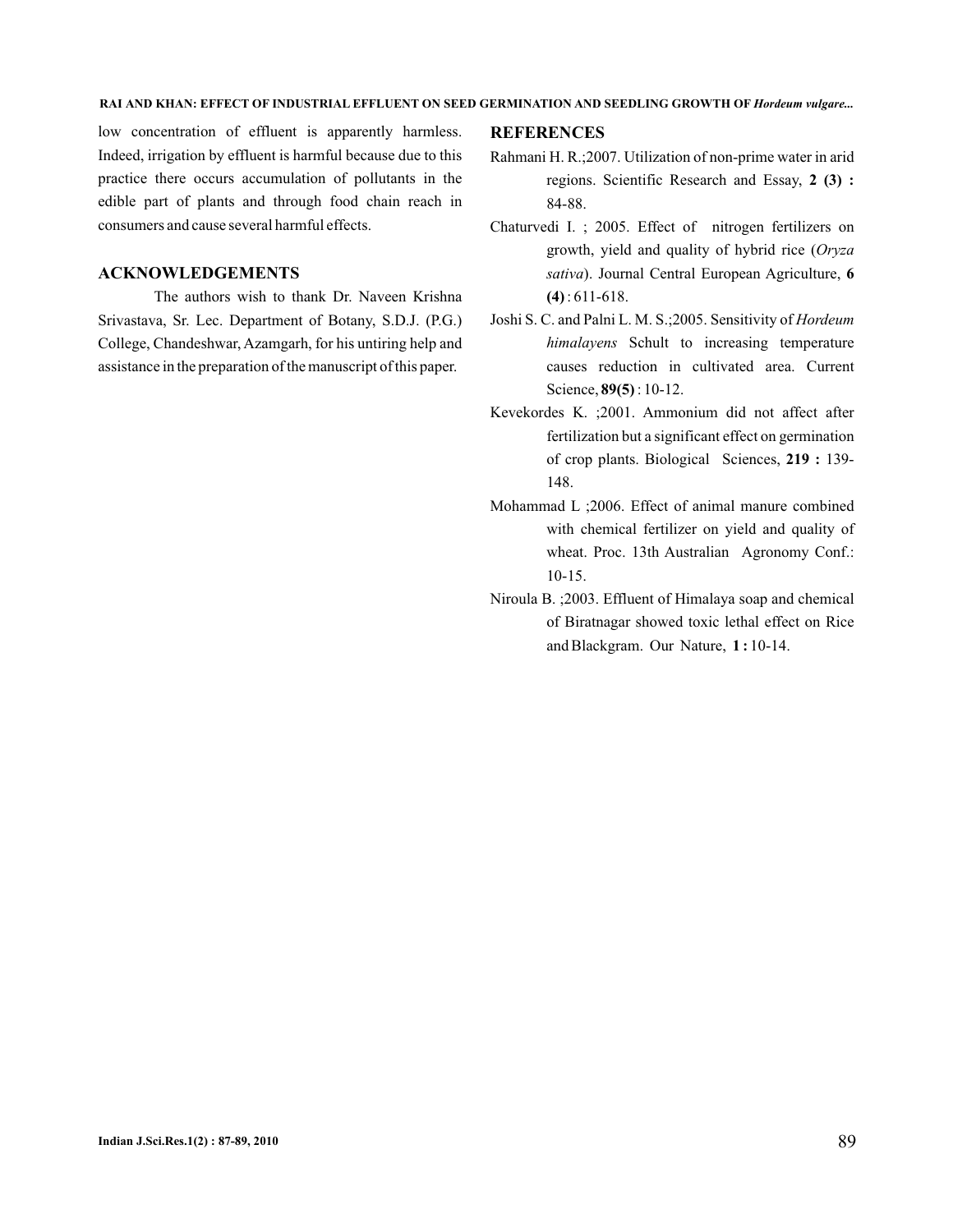low concentration of effluent is apparently harmless. Indeed, irrigation by effluent is harmful because due to this practice there occurs accumulation of pollutants in the edible part of plants and through food chain reach in consumers and cause several harmful effects.

## ACKNOWLEDGEMENTS

The authors wish to thank Dr. Naveen Krishna Srivastava, Sr. Lec. Department of Botany, S.D.J. (P.G.) College, Chandeshwar, Azamgarh, for his untiring help and assistance in the preparation of the manuscript of this paper.

## REFERENCES

Rahmani H. R.;2007. Utilization of non-prime water in arid regions. Scientific Research and Essay, **2 (3) :** 84-88.

Chaturvedi I. ; 2005. Effect of nitrogen fertilizers on growth, yield and quality of hybrid rice (*Oryza sativa*). Journal Central European Agriculture, **6 (4)** : 611-618.

Joshi S. C. and Palni L. M. S.;2005. Sensitivity of *Hordeum himalayens* Schult to increasing temperature causes reduction in cultivated area. Current Science, **89(5)** : 10-12.

Kevekordes K. ;2001. Ammonium did not affect after fertilization but a significant effect on germination of crop plants. Biological Sciences, **219 :** 139-148.

Mohammad L ;2006. Effect of animal manure combined with chemical fertilizer on yield and quality of wheat. Proc. 13th Australian Agronomy Conf.: 10-15.

Niroula B. ;2003. Effluent of Himalaya soap and chemical of Biratnagar showed toxic lethal effect on Rice and Blackgram. Our Nature, **1 :** 10-14.